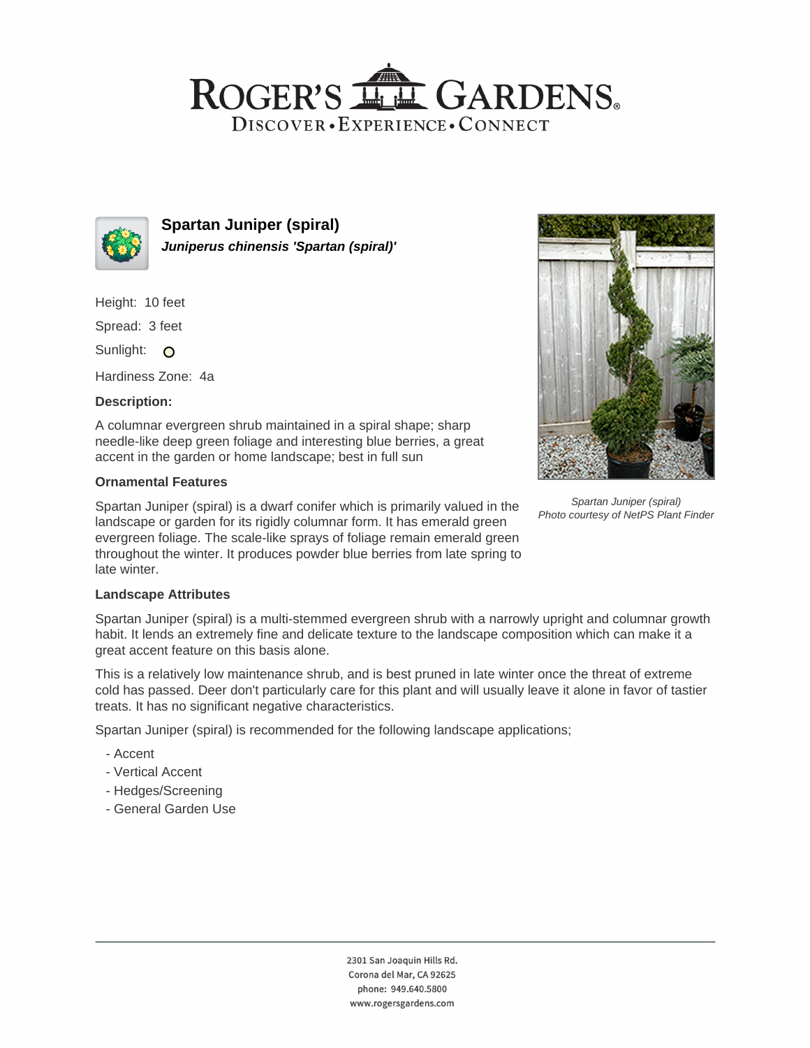# Spartan Juniper (spiral)

***Juniperus chinensis 'Spartan (spiral)'***

Height: 10 feet

Spread: 3 feet

Sunlight: O

Hardiness Zone: 4a

**Description:**

A columnar evergreen shrub maintained in a spiral shape; sharp needle-like deep green foliage and interesting blue berries, a great accent in the garden or home landscape; best in full sun

*Spartan Juniper (spiral)*
*Photo courtesy of NetPS Plant Finder*

### Ornamental Features

Spartan Juniper (spiral) is a dwarf conifer which is primarily valued in the landscape or garden for its rigidly columnar form. It has emerald green evergreen foliage. The scale-like sprays of foliage remain emerald green throughout the winter. It produces powder blue berries from late spring to late winter.

### Landscape Attributes

Spartan Juniper (spiral) is a multi-stemmed evergreen shrub with a narrowly upright and columnar growth habit. It lends an extremely fine and delicate texture to the landscape composition which can make it a great accent feature on this basis alone.

This is a relatively low maintenance shrub, and is best pruned in late winter once the threat of extreme cold has passed. Deer don't particularly care for this plant and will usually leave it alone in favor of tastier treats. It has no significant negative characteristics.

Spartan Juniper (spiral) is recommended for the following landscape applications;

- Accent
- Vertical Accent
- Hedges/Screening
- General Garden Use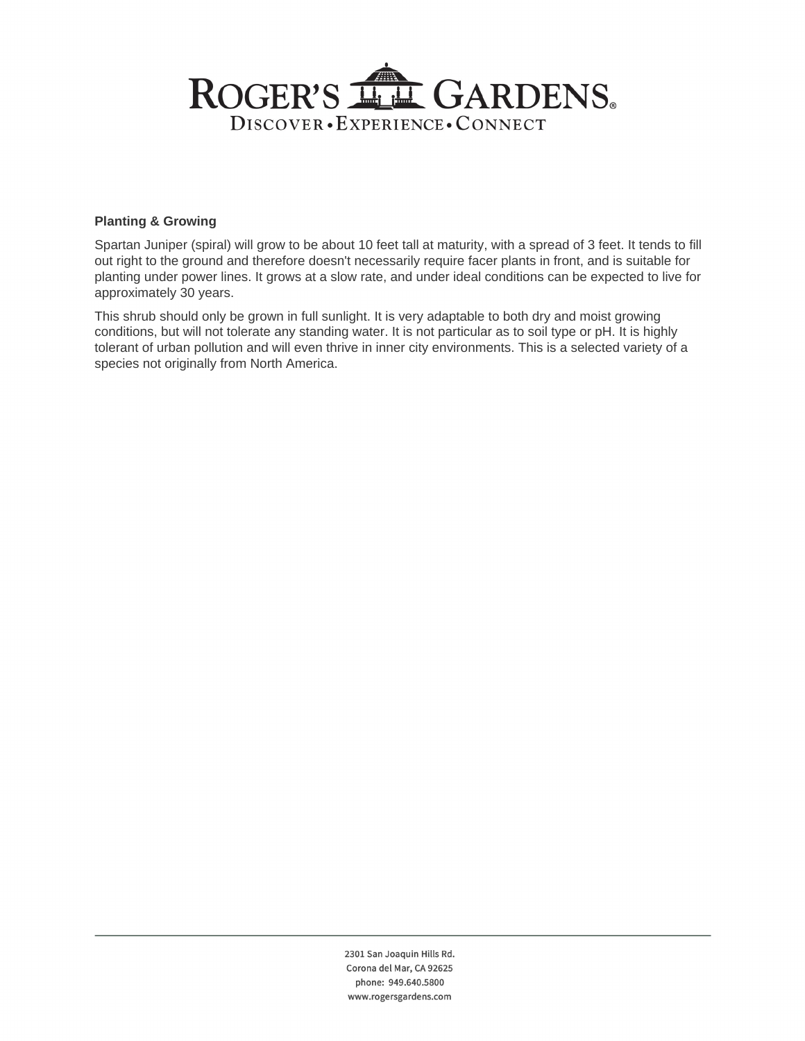**Planting & Growing**

Spartan Juniper (spiral) will grow to be about 10 feet tall at maturity, with a spread of 3 feet. It tends to fill out right to the ground and therefore doesn't necessarily require facer plants in front, and is suitable for planting under power lines. It grows at a slow rate, and under ideal conditions can be expected to live for approximately 30 years.

This shrub should only be grown in full sunlight. It is very adaptable to both dry and moist growing conditions, but will not tolerate any standing water. It is not particular as to soil type or pH. It is highly tolerant of urban pollution and will even thrive in inner city environments. This is a selected variety of a species not originally from North America.